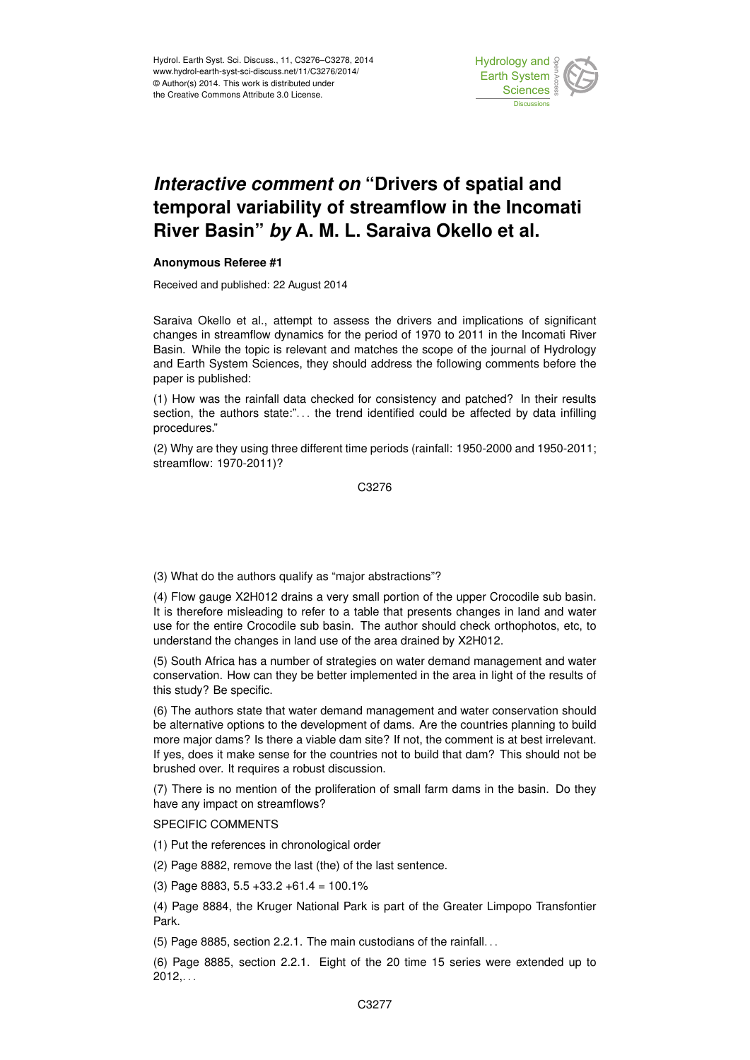# *Interactive comment on* "Drivers of spatial and temporal variability of streamflow in the Incomati River Basin" *by* A. M. L. Saraiva Okello et al.

**Anonymous Referee #1**

Received and published: 22 August 2014

Saraiva Okello et al., attempt to assess the drivers and implications of significant changes in streamflow dynamics for the period of 1970 to 2011 in the Incomati River Basin. While the topic is relevant and matches the scope of the journal of Hydrology and Earth System Sciences, they should address the following comments before the paper is published:

(1) How was the rainfall data checked for consistency and patched? In their results section, the authors state:"... the trend identified could be affected by data infilling procedures."

(2) Why are they using three different time periods (rainfall: 1950-2000 and 1950-2011; streamflow: 1970-2011)?

(3) What do the authors qualify as "major abstractions"?

(4) Flow gauge X2H012 drains a very small portion of the upper Crocodile sub basin. It is therefore misleading to refer to a table that presents changes in land and water use for the entire Crocodile sub basin. The author should check orthophotos, etc, to understand the changes in land use of the area drained by X2H012.

(5) South Africa has a number of strategies on water demand management and water conservation. How can they be better implemented in the area in light of the results of this study? Be specific.

(6) The authors state that water demand management and water conservation should be alternative options to the development of dams. Are the countries planning to build more major dams? Is there a viable dam site? If not, the comment is at best irrelevant. If yes, does it make sense for the countries not to build that dam? This should not be brushed over. It requires a robust discussion.

(7) There is no mention of the proliferation of small farm dams in the basin. Do they have any impact on streamflows?

SPECIFIC COMMENTS

(1) Put the references in chronological order

(2) Page 8882, remove the last (the) of the last sentence.

(3) Page 8883, 5.5 +33.2 +61.4 = 100.1%

(4) Page 8884, the Kruger National Park is part of the Greater Limpopo Transfontier Park.

(5) Page 8885, section 2.2.1. The main custodians of the rainfall...

(6) Page 8885, section 2.2.1. Eight of the 20 time 15 series were extended up to 2012,...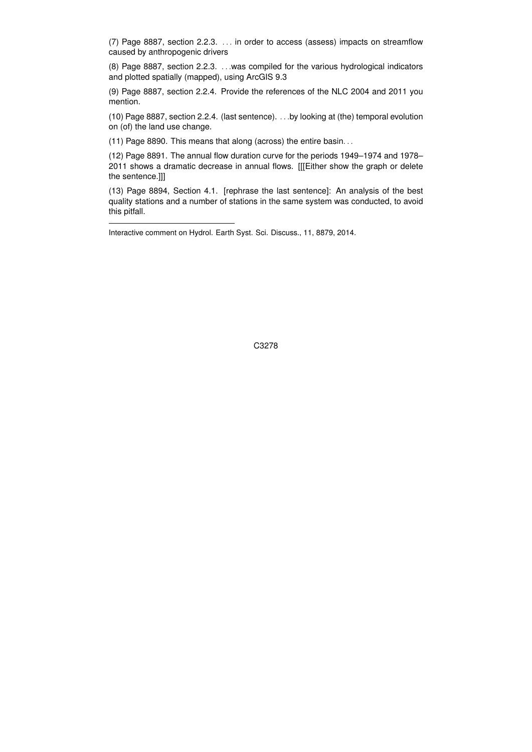(7) Page 8887, section 2.2.3. ... in order to access (assess) impacts on streamflow caused by anthropogenic drivers

(8) Page 8887, section 2.2.3. ...was compiled for the various hydrological indicators and plotted spatially (mapped), using ArcGIS 9.3

(9) Page 8887, section 2.2.4. Provide the references of the NLC 2004 and 2011 you mention.

(10) Page 8887, section 2.2.4. (last sentence). ...by looking at (the) temporal evolution on (of) the land use change.

(11) Page 8890. This means that along (across) the entire basin...

(12) Page 8891. The annual flow duration curve for the periods 1949–1974 and 1978–2011 shows a dramatic decrease in annual flows. [[[Either show the graph or delete the sentence.]]]

(13) Page 8894, Section 4.1. [rephrase the last sentence]: An analysis of the best quality stations and a number of stations in the same system was conducted, to avoid this pitfall.

---

Interactive comment on Hydrol. Earth Syst. Sci. Discuss., 11, 8879, 2014.